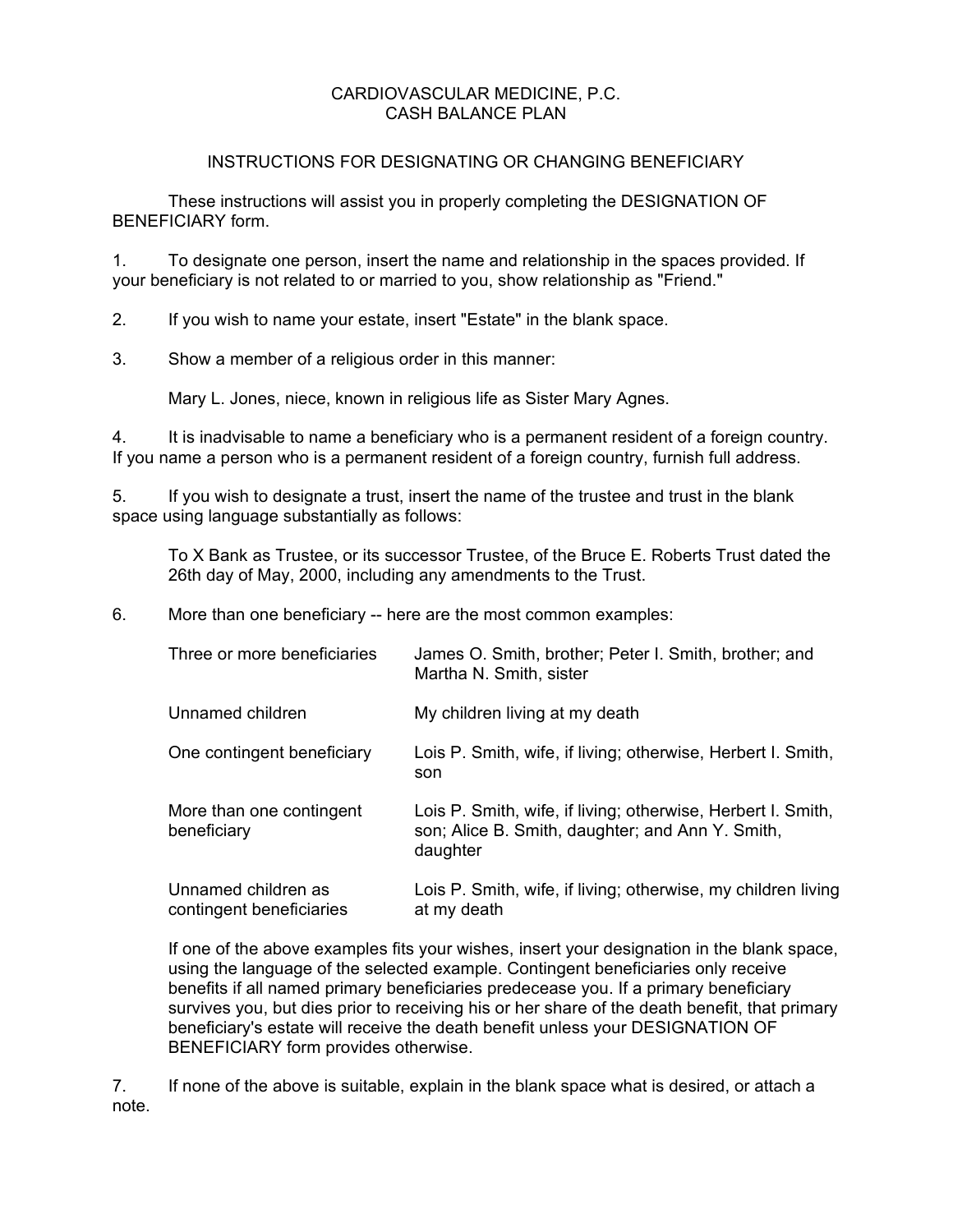# CARDIOVASCULAR MEDICINE, P.C.
# CASH BALANCE PLAN

## INSTRUCTIONS FOR DESIGNATING OR CHANGING BENEFICIARY

These instructions will assist you in properly completing the DESIGNATION OF BENEFICIARY form.

1. To designate one person, insert the name and relationship in the spaces provided. If your beneficiary is not related to or married to you, show relationship as "Friend."

2. If you wish to name your estate, insert "Estate" in the blank space.

3. Show a member of a religious order in this manner:

   Mary L. Jones, niece, known in religious life as Sister Mary Agnes.

4. It is inadvisable to name a beneficiary who is a permanent resident of a foreign country. If you name a person who is a permanent resident of a foreign country, furnish full address.

5. If you wish to designate a trust, insert the name of the trustee and trust in the blank space using language substantially as follows:

   To X Bank as Trustee, or its successor Trustee, of the Bruce E. Roberts Trust dated the 26th day of May, 2000, including any amendments to the Trust.

6. More than one beneficiary -- here are the most common examples:

| | |
|---|---|
| Three or more beneficiaries | James O. Smith, brother; Peter I. Smith, brother; and Martha N. Smith, sister |
| Unnamed children | My children living at my death |
| One contingent beneficiary | Lois P. Smith, wife, if living; otherwise, Herbert I. Smith, son |
| More than one contingent beneficiary | Lois P. Smith, wife, if living; otherwise, Herbert I. Smith, son; Alice B. Smith, daughter; and Ann Y. Smith, daughter |
| Unnamed children as contingent beneficiaries | Lois P. Smith, wife, if living; otherwise, my children living at my death |

   If one of the above examples fits your wishes, insert your designation in the blank space, using the language of the selected example. Contingent beneficiaries only receive benefits if all named primary beneficiaries predecease you. If a primary beneficiary survives you, but dies prior to receiving his or her share of the death benefit, that primary beneficiary's estate will receive the death benefit unless your DESIGNATION OF BENEFICIARY form provides otherwise.

7. If none of the above is suitable, explain in the blank space what is desired, or attach a note.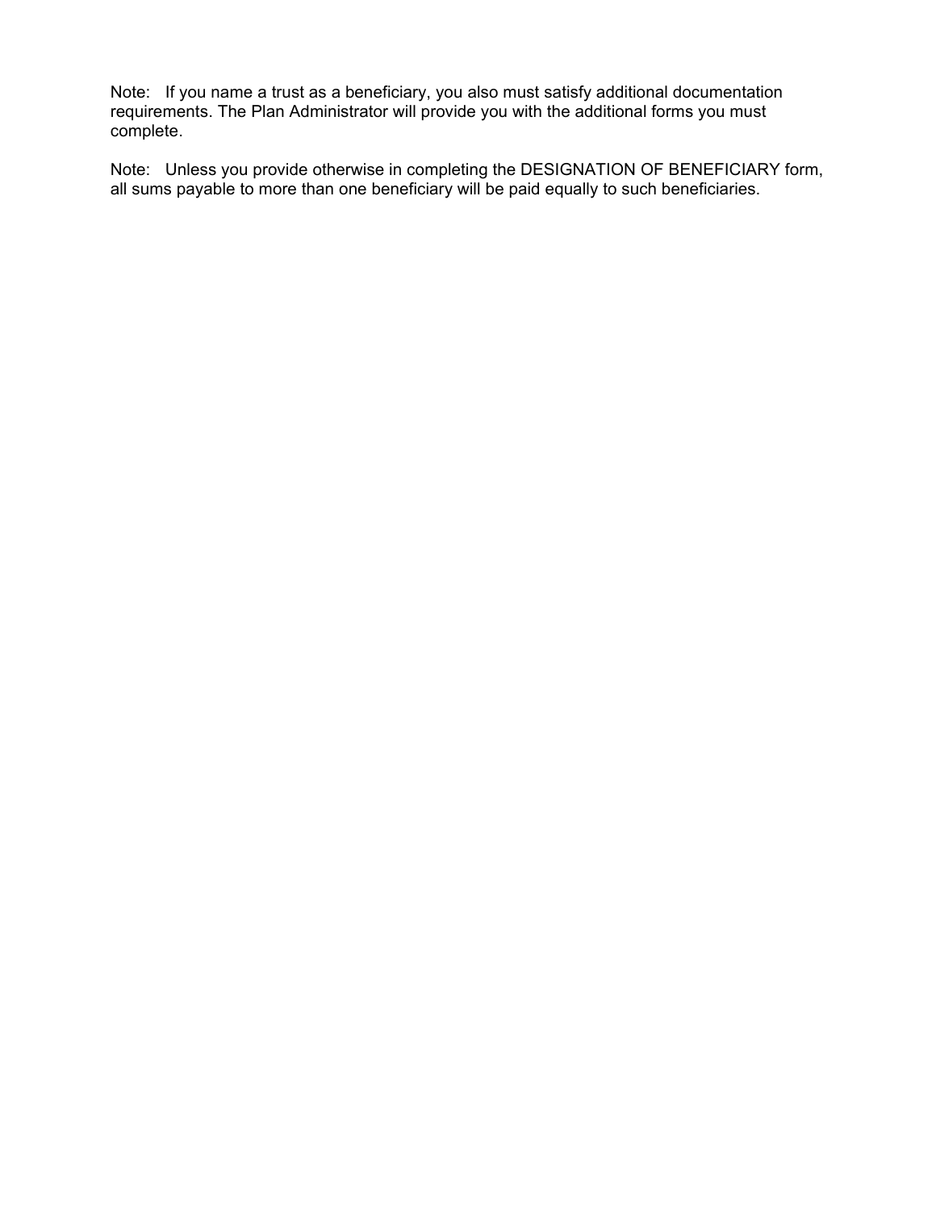Note: If you name a trust as a beneficiary, you also must satisfy additional documentation requirements. The Plan Administrator will provide you with the additional forms you must complete.

Note: Unless you provide otherwise in completing the DESIGNATION OF BENEFICIARY form, all sums payable to more than one beneficiary will be paid equally to such beneficiaries.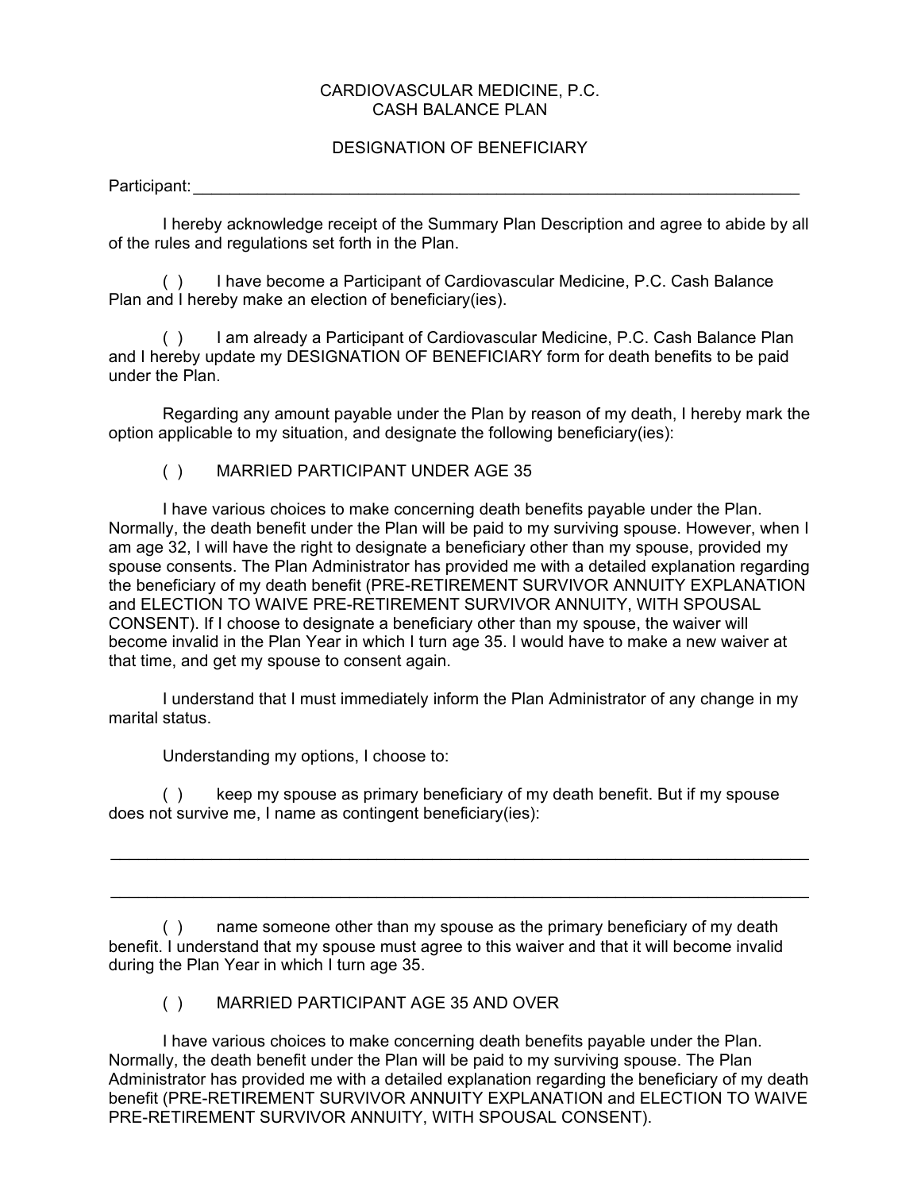CARDIOVASCULAR MEDICINE, P.C.
CASH BALANCE PLAN

DESIGNATION OF BENEFICIARY

Participant:\_\_\_\_\_\_\_\_\_\_\_\_\_\_\_\_\_\_\_\_\_\_\_\_\_\_\_\_\_\_\_\_\_\_\_\_\_\_\_\_\_\_\_\_\_\_\_\_\_\_\_\_\_\_\_\_\_\_\_\_\_\_\_\_\_\_

I hereby acknowledge receipt of the Summary Plan Description and agree to abide by all of the rules and regulations set forth in the Plan.

( ) I have become a Participant of Cardiovascular Medicine, P.C. Cash Balance Plan and I hereby make an election of beneficiary(ies).

( ) I am already a Participant of Cardiovascular Medicine, P.C. Cash Balance Plan and I hereby update my DESIGNATION OF BENEFICIARY form for death benefits to be paid under the Plan.

Regarding any amount payable under the Plan by reason of my death, I hereby mark the option applicable to my situation, and designate the following beneficiary(ies):

( ) MARRIED PARTICIPANT UNDER AGE 35

I have various choices to make concerning death benefits payable under the Plan. Normally, the death benefit under the Plan will be paid to my surviving spouse. However, when I am age 32, I will have the right to designate a beneficiary other than my spouse, provided my spouse consents. The Plan Administrator has provided me with a detailed explanation regarding the beneficiary of my death benefit (PRE-RETIREMENT SURVIVOR ANNUITY EXPLANATION and ELECTION TO WAIVE PRE-RETIREMENT SURVIVOR ANNUITY, WITH SPOUSAL CONSENT). If I choose to designate a beneficiary other than my spouse, the waiver will become invalid in the Plan Year in which I turn age 35. I would have to make a new waiver at that time, and get my spouse to consent again.

I understand that I must immediately inform the Plan Administrator of any change in my marital status.

Understanding my options, I choose to:

( ) keep my spouse as primary beneficiary of my death benefit. But if my spouse does not survive me, I name as contingent beneficiary(ies):

\_\_\_\_\_\_\_\_\_\_\_\_\_\_\_\_\_\_\_\_\_\_\_\_\_\_\_\_\_\_\_\_\_\_\_\_\_\_\_\_\_\_\_\_\_\_\_\_\_\_\_\_\_\_\_\_\_\_\_\_\_\_\_\_\_\_\_\_\_\_\_\_\_\_

\_\_\_\_\_\_\_\_\_\_\_\_\_\_\_\_\_\_\_\_\_\_\_\_\_\_\_\_\_\_\_\_\_\_\_\_\_\_\_\_\_\_\_\_\_\_\_\_\_\_\_\_\_\_\_\_\_\_\_\_\_\_\_\_\_\_\_\_\_\_\_\_\_\_

( ) name someone other than my spouse as the primary beneficiary of my death benefit. I understand that my spouse must agree to this waiver and that it will become invalid during the Plan Year in which I turn age 35.

( ) MARRIED PARTICIPANT AGE 35 AND OVER

I have various choices to make concerning death benefits payable under the Plan. Normally, the death benefit under the Plan will be paid to my surviving spouse. The Plan Administrator has provided me with a detailed explanation regarding the beneficiary of my death benefit (PRE-RETIREMENT SURVIVOR ANNUITY EXPLANATION and ELECTION TO WAIVE PRE-RETIREMENT SURVIVOR ANNUITY, WITH SPOUSAL CONSENT).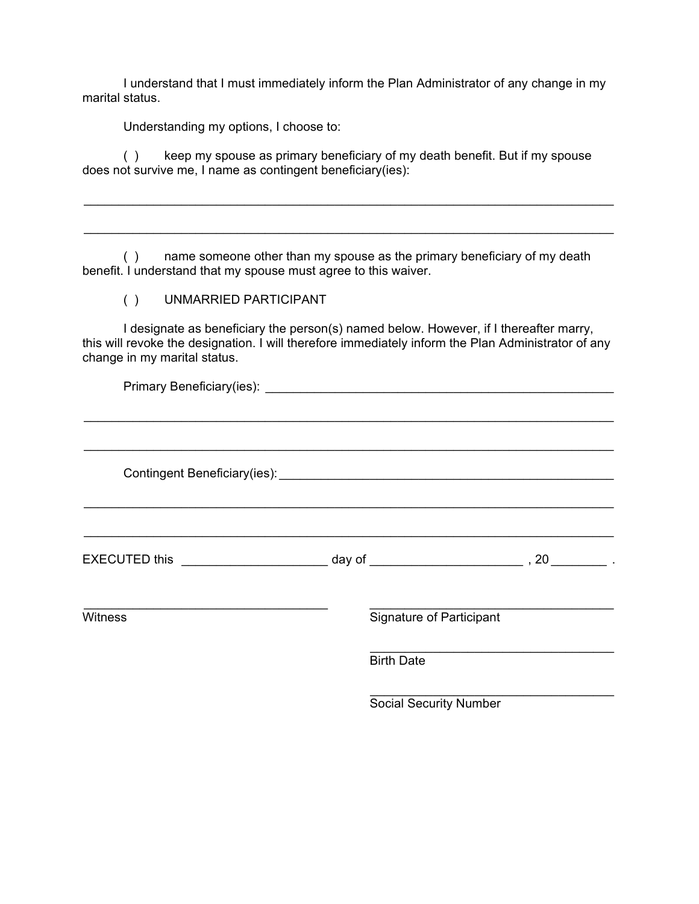I understand that I must immediately inform the Plan Administrator of any change in my marital status.

Understanding my options, I choose to:

( ) keep my spouse as primary beneficiary of my death benefit. But if my spouse does not survive me, I name as contingent beneficiary(ies):

\_\_\_\_\_\_\_\_\_\_\_\_\_\_\_\_\_\_\_\_\_\_\_\_\_\_\_\_\_\_\_\_\_\_\_\_\_\_\_\_\_\_\_\_\_\_\_\_\_\_\_\_\_\_\_\_\_\_\_\_\_\_\_\_\_\_\_\_\_\_

\_\_\_\_\_\_\_\_\_\_\_\_\_\_\_\_\_\_\_\_\_\_\_\_\_\_\_\_\_\_\_\_\_\_\_\_\_\_\_\_\_\_\_\_\_\_\_\_\_\_\_\_\_\_\_\_\_\_\_\_\_\_\_\_\_\_\_\_\_\_

( ) name someone other than my spouse as the primary beneficiary of my death benefit. I understand that my spouse must agree to this waiver.

( ) UNMARRIED PARTICIPANT

I designate as beneficiary the person(s) named below. However, if I thereafter marry, this will revoke the designation. I will therefore immediately inform the Plan Administrator of any change in my marital status.

Primary Beneficiary(ies): \_\_\_\_\_\_\_\_\_\_\_\_\_\_\_\_\_\_\_\_\_\_\_\_\_\_\_\_\_\_\_\_\_\_\_\_\_\_\_\_\_\_\_\_\_\_\_\_

\_\_\_\_\_\_\_\_\_\_\_\_\_\_\_\_\_\_\_\_\_\_\_\_\_\_\_\_\_\_\_\_\_\_\_\_\_\_\_\_\_\_\_\_\_\_\_\_\_\_\_\_\_\_\_\_\_\_\_\_\_\_\_\_\_\_\_\_\_\_

\_\_\_\_\_\_\_\_\_\_\_\_\_\_\_\_\_\_\_\_\_\_\_\_\_\_\_\_\_\_\_\_\_\_\_\_\_\_\_\_\_\_\_\_\_\_\_\_\_\_\_\_\_\_\_\_\_\_\_\_\_\_\_\_\_\_\_\_\_\_

Contingent Beneficiary(ies): \_\_\_\_\_\_\_\_\_\_\_\_\_\_\_\_\_\_\_\_\_\_\_\_\_\_\_\_\_\_\_\_\_\_\_\_\_\_\_\_\_\_\_\_\_\_

\_\_\_\_\_\_\_\_\_\_\_\_\_\_\_\_\_\_\_\_\_\_\_\_\_\_\_\_\_\_\_\_\_\_\_\_\_\_\_\_\_\_\_\_\_\_\_\_\_\_\_\_\_\_\_\_\_\_\_\_\_\_\_\_\_\_\_\_\_\_

\_\_\_\_\_\_\_\_\_\_\_\_\_\_\_\_\_\_\_\_\_\_\_\_\_\_\_\_\_\_\_\_\_\_\_\_\_\_\_\_\_\_\_\_\_\_\_\_\_\_\_\_\_\_\_\_\_\_\_\_\_\_\_\_\_\_\_\_\_\_

EXECUTED this \_\_\_\_\_\_\_\_\_\_\_\_\_\_\_\_\_\_\_\_ day of \_\_\_\_\_\_\_\_\_\_\_\_\_\_\_\_\_\_\_\_\_ , 20\_\_\_\_\_\_\_\_ .

\_\_\_\_\_\_\_\_\_\_\_\_\_\_\_\_\_\_\_\_\_\_\_\_\_\_\_\_\_\_\_\_\_\_
Witness

\_\_\_\_\_\_\_\_\_\_\_\_\_\_\_\_\_\_\_\_\_\_\_\_\_\_\_\_\_\_\_\_\_\_
Signature of Participant

\_\_\_\_\_\_\_\_\_\_\_\_\_\_\_\_\_\_\_\_\_\_\_\_\_\_\_\_\_\_\_\_\_\_
Birth Date

\_\_\_\_\_\_\_\_\_\_\_\_\_\_\_\_\_\_\_\_\_\_\_\_\_\_\_\_\_\_\_\_\_\_
Social Security Number